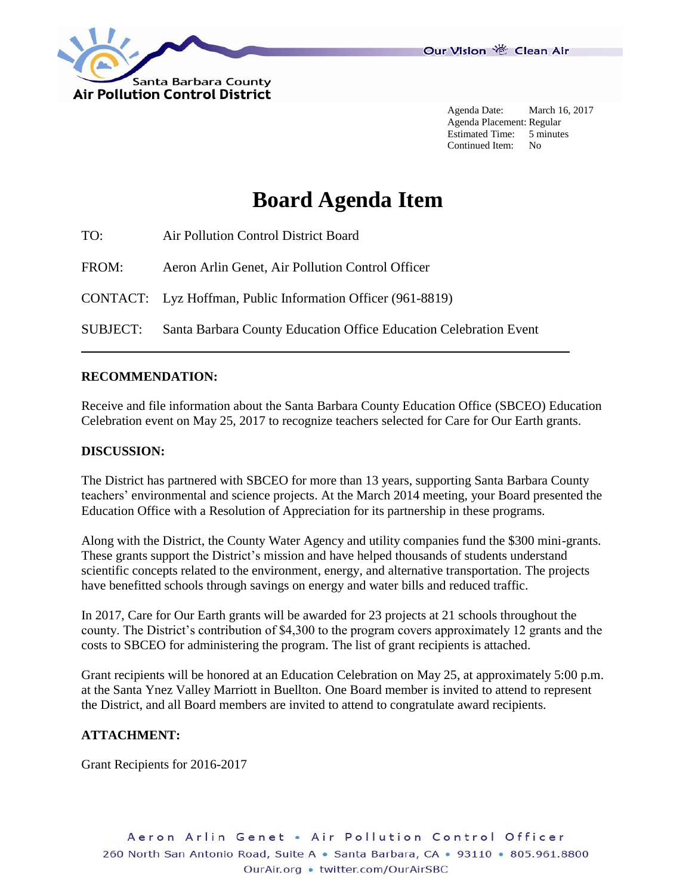Santa Barbara County
Air Pollution Control District

Our Vision Clean Air

Agenda Date: March 16, 2017
Agenda Placement: Regular
Estimated Time: 5 minutes
Continued Item: No

# Board Agenda Item

TO: Air Pollution Control District Board

FROM: Aeron Arlin Genet, Air Pollution Control Officer

CONTACT: Lyz Hoffman, Public Information Officer (961-8819)

SUBJECT: Santa Barbara County Education Office Education Celebration Event

---

**RECOMMENDATION:**

Receive and file information about the Santa Barbara County Education Office (SBCEO) Education Celebration event on May 25, 2017 to recognize teachers selected for Care for Our Earth grants.

**DISCUSSION:**

The District has partnered with SBCEO for more than 13 years, supporting Santa Barbara County teachers' environmental and science projects. At the March 2014 meeting, your Board presented the Education Office with a Resolution of Appreciation for its partnership in these programs.

Along with the District, the County Water Agency and utility companies fund the $300 mini-grants. These grants support the District's mission and have helped thousands of students understand scientific concepts related to the environment, energy, and alternative transportation. The projects have benefitted schools through savings on energy and water bills and reduced traffic.

In 2017, Care for Our Earth grants will be awarded for 23 projects at 21 schools throughout the county. The District's contribution of $4,300 to the program covers approximately 12 grants and the costs to SBCEO for administering the program. The list of grant recipients is attached.

Grant recipients will be honored at an Education Celebration on May 25, at approximately 5:00 p.m. at the Santa Ynez Valley Marriott in Buellton. One Board member is invited to attend to represent the District, and all Board members are invited to attend to congratulate award recipients.

**ATTACHMENT:**

Grant Recipients for 2016-2017

Aeron Arlin Genet • Air Pollution Control Officer
260 North San Antonio Road, Suite A • Santa Barbara, CA • 93110 • 805.961.8800
OurAir.org • twitter.com/OurAirSBC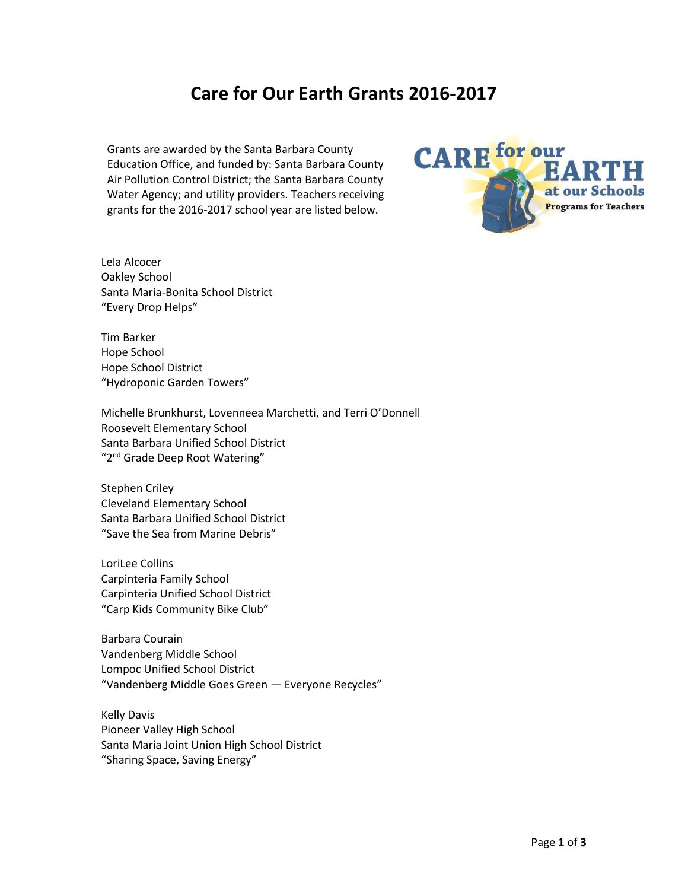# Care for Our Earth Grants 2016-2017

Grants are awarded by the Santa Barbara County Education Office, and funded by: Santa Barbara County Air Pollution Control District; the Santa Barbara County Water Agency; and utility providers. Teachers receiving grants for the 2016-2017 school year are listed below.

Lela Alcocer
Oakley School
Santa Maria-Bonita School District
"Every Drop Helps"

Tim Barker
Hope School
Hope School District
"Hydroponic Garden Towers"

Michelle Brunkhurst, Lovenneea Marchetti, and Terri O'Donnell
Roosevelt Elementary School
Santa Barbara Unified School District
"2nd Grade Deep Root Watering"

Stephen Criley
Cleveland Elementary School
Santa Barbara Unified School District
"Save the Sea from Marine Debris"

LoriLee Collins
Carpinteria Family School
Carpinteria Unified School District
"Carp Kids Community Bike Club"

Barbara Courain
Vandenberg Middle School
Lompoc Unified School District
"Vandenberg Middle Goes Green — Everyone Recycles"

Kelly Davis
Pioneer Valley High School
Santa Maria Joint Union High School District
"Sharing Space, Saving Energy"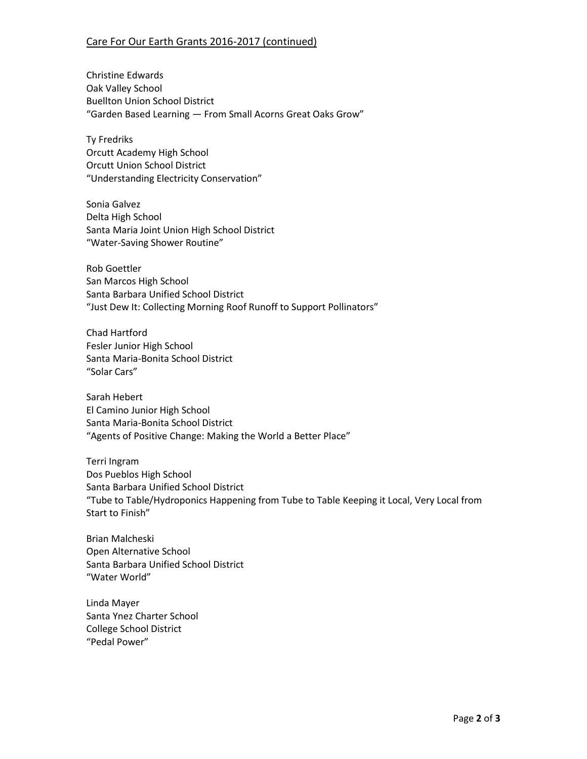## Care For Our Earth Grants 2016-2017 (continued)

Christine Edwards
Oak Valley School
Buellton Union School District
“Garden Based Learning — From Small Acorns Great Oaks Grow”

Ty Fredriks
Orcutt Academy High School
Orcutt Union School District
“Understanding Electricity Conservation”

Sonia Galvez
Delta High School
Santa Maria Joint Union High School District
“Water-Saving Shower Routine”

Rob Goettler
San Marcos High School
Santa Barbara Unified School District
“Just Dew It: Collecting Morning Roof Runoff to Support Pollinators”

Chad Hartford
Fesler Junior High School
Santa Maria-Bonita School District
“Solar Cars”

Sarah Hebert
El Camino Junior High School
Santa Maria-Bonita School District
“Agents of Positive Change: Making the World a Better Place”

Terri Ingram
Dos Pueblos High School
Santa Barbara Unified School District
“Tube to Table/Hydroponics Happening from Tube to Table Keeping it Local, Very Local from Start to Finish”

Brian Malcheski
Open Alternative School
Santa Barbara Unified School District
“Water World”

Linda Mayer
Santa Ynez Charter School
College School District
“Pedal Power”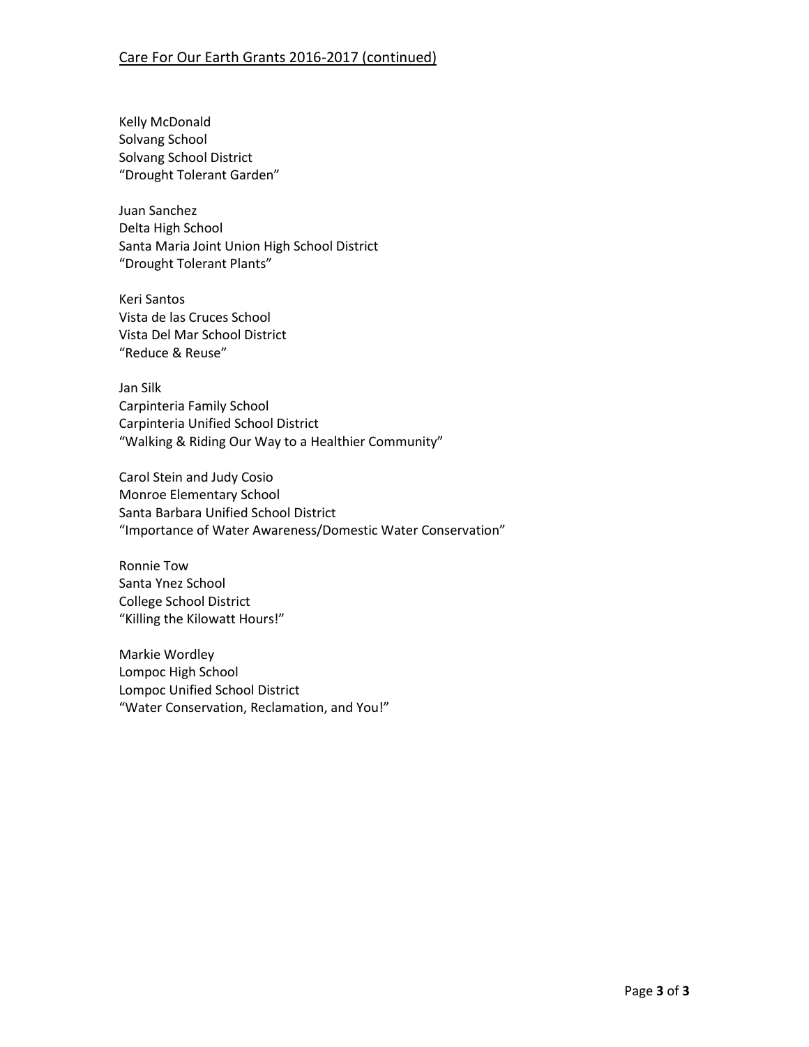Care For Our Earth Grants 2016-2017 (continued)

Kelly McDonald
Solvang School
Solvang School District
"Drought Tolerant Garden"

Juan Sanchez
Delta High School
Santa Maria Joint Union High School District
"Drought Tolerant Plants"

Keri Santos
Vista de las Cruces School
Vista Del Mar School District
"Reduce & Reuse"

Jan Silk
Carpinteria Family School
Carpinteria Unified School District
"Walking & Riding Our Way to a Healthier Community"

Carol Stein and Judy Cosio
Monroe Elementary School
Santa Barbara Unified School District
"Importance of Water Awareness/Domestic Water Conservation"

Ronnie Tow
Santa Ynez School
College School District
"Killing the Kilowatt Hours!"

Markie Wordley
Lompoc High School
Lompoc Unified School District
"Water Conservation, Reclamation, and You!"